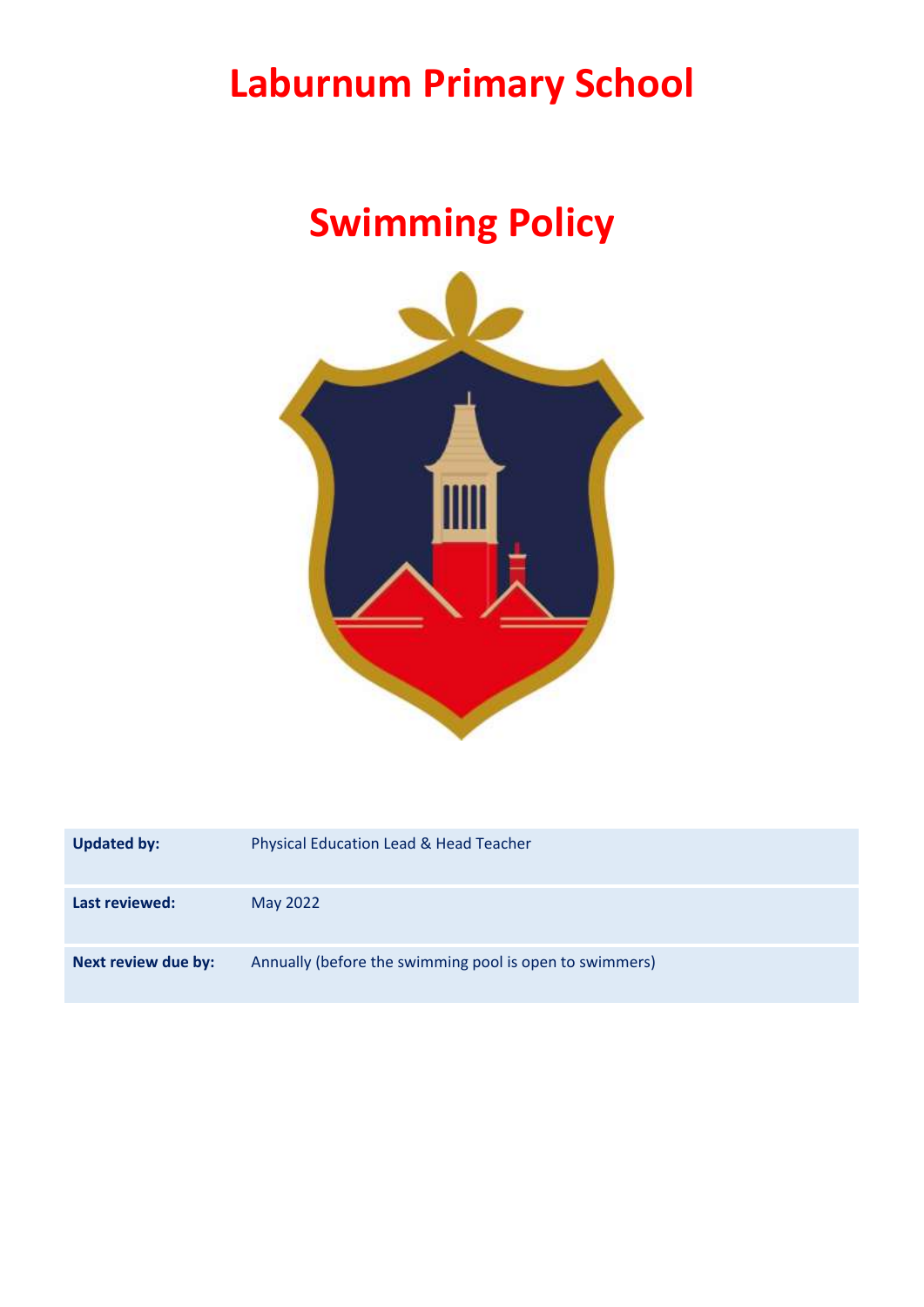# Laburnum Primary School

# Swimming Policy

| **Updated by:** | Physical Education Lead & Head Teacher |
|---|---|
| **Last reviewed:** | May 2022 |
| **Next review due by:** | Annually (before the swimming pool is open to swimmers) |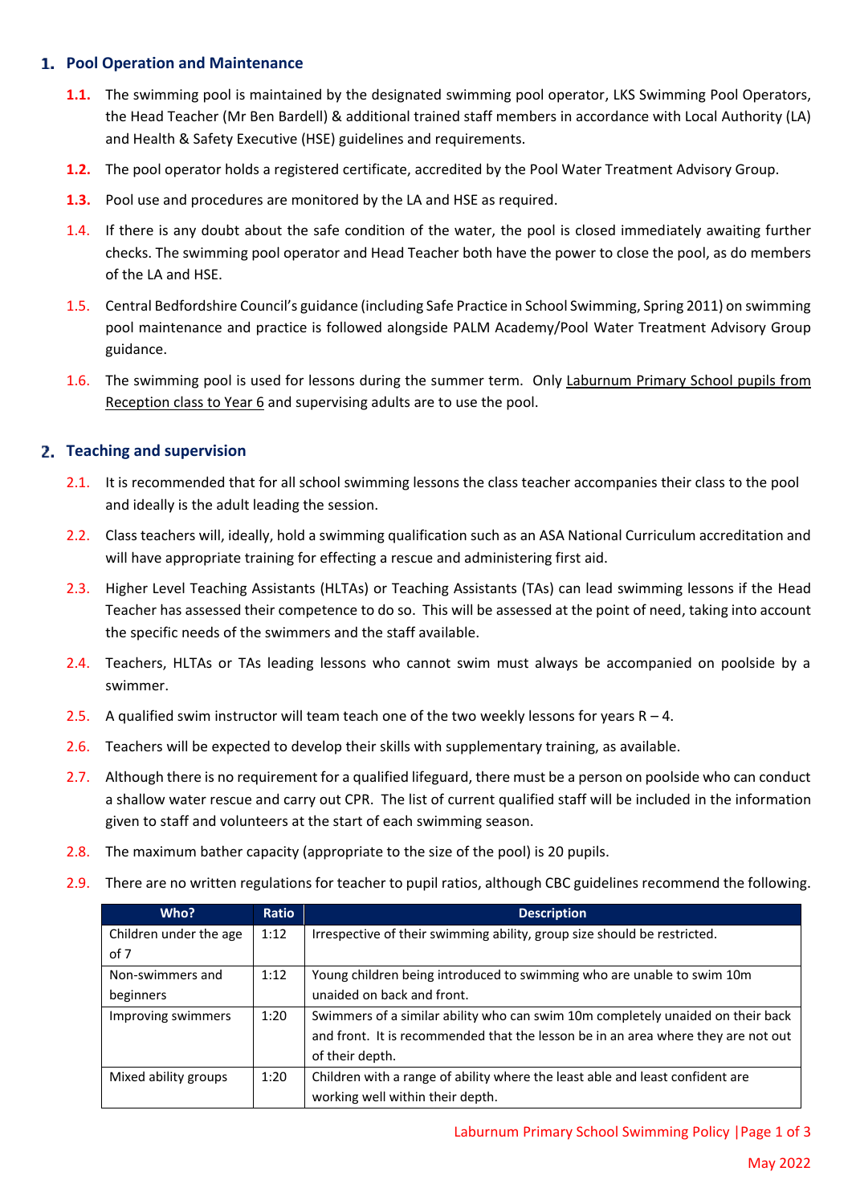## 1. Pool Operation and Maintenance

**1.1.** The swimming pool is maintained by the designated swimming pool operator, LKS Swimming Pool Operators, the Head Teacher (Mr Ben Bardell) & additional trained staff members in accordance with Local Authority (LA) and Health & Safety Executive (HSE) guidelines and requirements.

**1.2.** The pool operator holds a registered certificate, accredited by the Pool Water Treatment Advisory Group.

**1.3.** Pool use and procedures are monitored by the LA and HSE as required.

1.4. If there is any doubt about the safe condition of the water, the pool is closed immediately awaiting further checks. The swimming pool operator and Head Teacher both have the power to close the pool, as do members of the LA and HSE.

1.5. Central Bedfordshire Council's guidance (including Safe Practice in School Swimming, Spring 2011) on swimming pool maintenance and practice is followed alongside PALM Academy/Pool Water Treatment Advisory Group guidance.

1.6. The swimming pool is used for lessons during the summer term. Only Laburnum Primary School pupils from Reception class to Year 6 and supervising adults are to use the pool.

## 2. Teaching and supervision

2.1. It is recommended that for all school swimming lessons the class teacher accompanies their class to the pool and ideally is the adult leading the session.

2.2. Class teachers will, ideally, hold a swimming qualification such as an ASA National Curriculum accreditation and will have appropriate training for effecting a rescue and administering first aid.

2.3. Higher Level Teaching Assistants (HLTAs) or Teaching Assistants (TAs) can lead swimming lessons if the Head Teacher has assessed their competence to do so. This will be assessed at the point of need, taking into account the specific needs of the swimmers and the staff available.

2.4. Teachers, HLTAs or TAs leading lessons who cannot swim must always be accompanied on poolside by a swimmer.

2.5. A qualified swim instructor will team teach one of the two weekly lessons for years R – 4.

2.6. Teachers will be expected to develop their skills with supplementary training, as available.

2.7. Although there is no requirement for a qualified lifeguard, there must be a person on poolside who can conduct a shallow water rescue and carry out CPR. The list of current qualified staff will be included in the information given to staff and volunteers at the start of each swimming season.

2.8. The maximum bather capacity (appropriate to the size of the pool) is 20 pupils.

2.9. There are no written regulations for teacher to pupil ratios, although CBC guidelines recommend the following.

| Who? | Ratio | Description |
|---|---|---|
| Children under the age of 7 | 1:12 | Irrespective of their swimming ability, group size should be restricted. |
| Non-swimmers and beginners | 1:12 | Young children being introduced to swimming who are unable to swim 10m unaided on back and front. |
| Improving swimmers | 1:20 | Swimmers of a similar ability who can swim 10m completely unaided on their back and front. It is recommended that the lesson be in an area where they are not out of their depth. |
| Mixed ability groups | 1:20 | Children with a range of ability where the least able and least confident are working well within their depth. |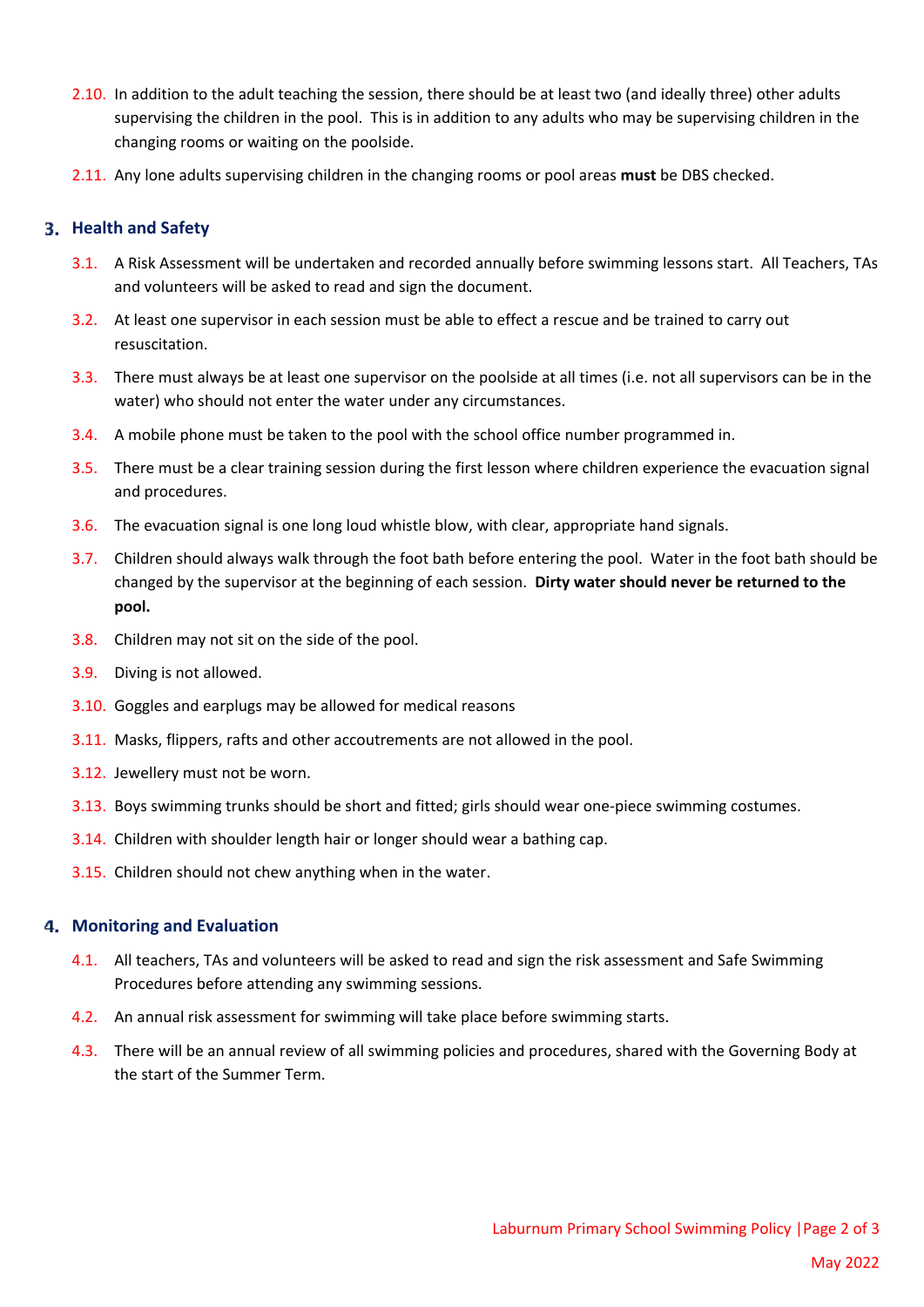2.10. In addition to the adult teaching the session, there should be at least two (and ideally three) other adults supervising the children in the pool. This is in addition to any adults who may be supervising children in the changing rooms or waiting on the poolside.

2.11. Any lone adults supervising children in the changing rooms or pool areas **must** be DBS checked.

## 3. Health and Safety

3.1. A Risk Assessment will be undertaken and recorded annually before swimming lessons start. All Teachers, TAs and volunteers will be asked to read and sign the document.

3.2. At least one supervisor in each session must be able to effect a rescue and be trained to carry out resuscitation.

3.3. There must always be at least one supervisor on the poolside at all times (i.e. not all supervisors can be in the water) who should not enter the water under any circumstances.

3.4. A mobile phone must be taken to the pool with the school office number programmed in.

3.5. There must be a clear training session during the first lesson where children experience the evacuation signal and procedures.

3.6. The evacuation signal is one long loud whistle blow, with clear, appropriate hand signals.

3.7. Children should always walk through the foot bath before entering the pool. Water in the foot bath should be changed by the supervisor at the beginning of each session. **Dirty water should never be returned to the pool.**

3.8. Children may not sit on the side of the pool.

3.9. Diving is not allowed.

3.10. Goggles and earplugs may be allowed for medical reasons

3.11. Masks, flippers, rafts and other accoutrements are not allowed in the pool.

3.12. Jewellery must not be worn.

3.13. Boys swimming trunks should be short and fitted; girls should wear one-piece swimming costumes.

3.14. Children with shoulder length hair or longer should wear a bathing cap.

3.15. Children should not chew anything when in the water.

## 4. Monitoring and Evaluation

4.1. All teachers, TAs and volunteers will be asked to read and sign the risk assessment and Safe Swimming Procedures before attending any swimming sessions.

4.2. An annual risk assessment for swimming will take place before swimming starts.

4.3. There will be an annual review of all swimming policies and procedures, shared with the Governing Body at the start of the Summer Term.